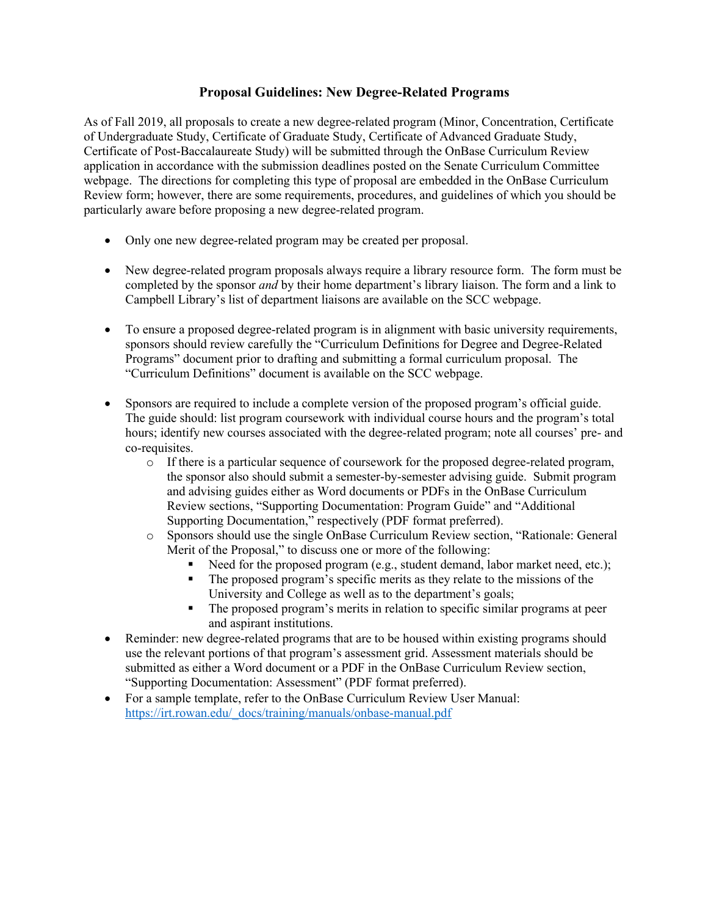# Proposal Guidelines: New Degree-Related Programs

As of Fall 2019, all proposals to create a new degree-related program (Minor, Concentration, Certificate of Undergraduate Study, Certificate of Graduate Study, Certificate of Advanced Graduate Study, Certificate of Post-Baccalaureate Study) will be submitted through the OnBase Curriculum Review application in accordance with the submission deadlines posted on the Senate Curriculum Committee webpage. The directions for completing this type of proposal are embedded in the OnBase Curriculum Review form; however, there are some requirements, procedures, and guidelines of which you should be particularly aware before proposing a new degree-related program.

- Only one new degree-related program may be created per proposal.
- New degree-related program proposals always require a library resource form. The form must be completed by the sponsor *and* by their home department's library liaison. The form and a link to Campbell Library's list of department liaisons are available on the SCC webpage.
- To ensure a proposed degree-related program is in alignment with basic university requirements, sponsors should review carefully the "Curriculum Definitions for Degree and Degree-Related Programs" document prior to drafting and submitting a formal curriculum proposal. The "Curriculum Definitions" document is available on the SCC webpage.
- Sponsors are required to include a complete version of the proposed program's official guide. The guide should: list program coursework with individual course hours and the program's total hours; identify new courses associated with the degree-related program; note all courses' pre- and co-requisites.
    - If there is a particular sequence of coursework for the proposed degree-related program, the sponsor also should submit a semester-by-semester advising guide. Submit program and advising guides either as Word documents or PDFs in the OnBase Curriculum Review sections, "Supporting Documentation: Program Guide" and "Additional Supporting Documentation," respectively (PDF format preferred).
    - Sponsors should use the single OnBase Curriculum Review section, "Rationale: General Merit of the Proposal," to discuss one or more of the following:
        - Need for the proposed program (e.g., student demand, labor market need, etc.);
        - The proposed program's specific merits as they relate to the missions of the University and College as well as to the department's goals;
        - The proposed program's merits in relation to specific similar programs at peer and aspirant institutions.
- Reminder: new degree-related programs that are to be housed within existing programs should use the relevant portions of that program's assessment grid. Assessment materials should be submitted as either a Word document or a PDF in the OnBase Curriculum Review section, "Supporting Documentation: Assessment" (PDF format preferred).
- For a sample template, refer to the OnBase Curriculum Review User Manual: [https://irt.rowan.edu/_docs/training/manuals/onbase-manual.pdf](https://irt.rowan.edu/_docs/training/manuals/onbase-manual.pdf)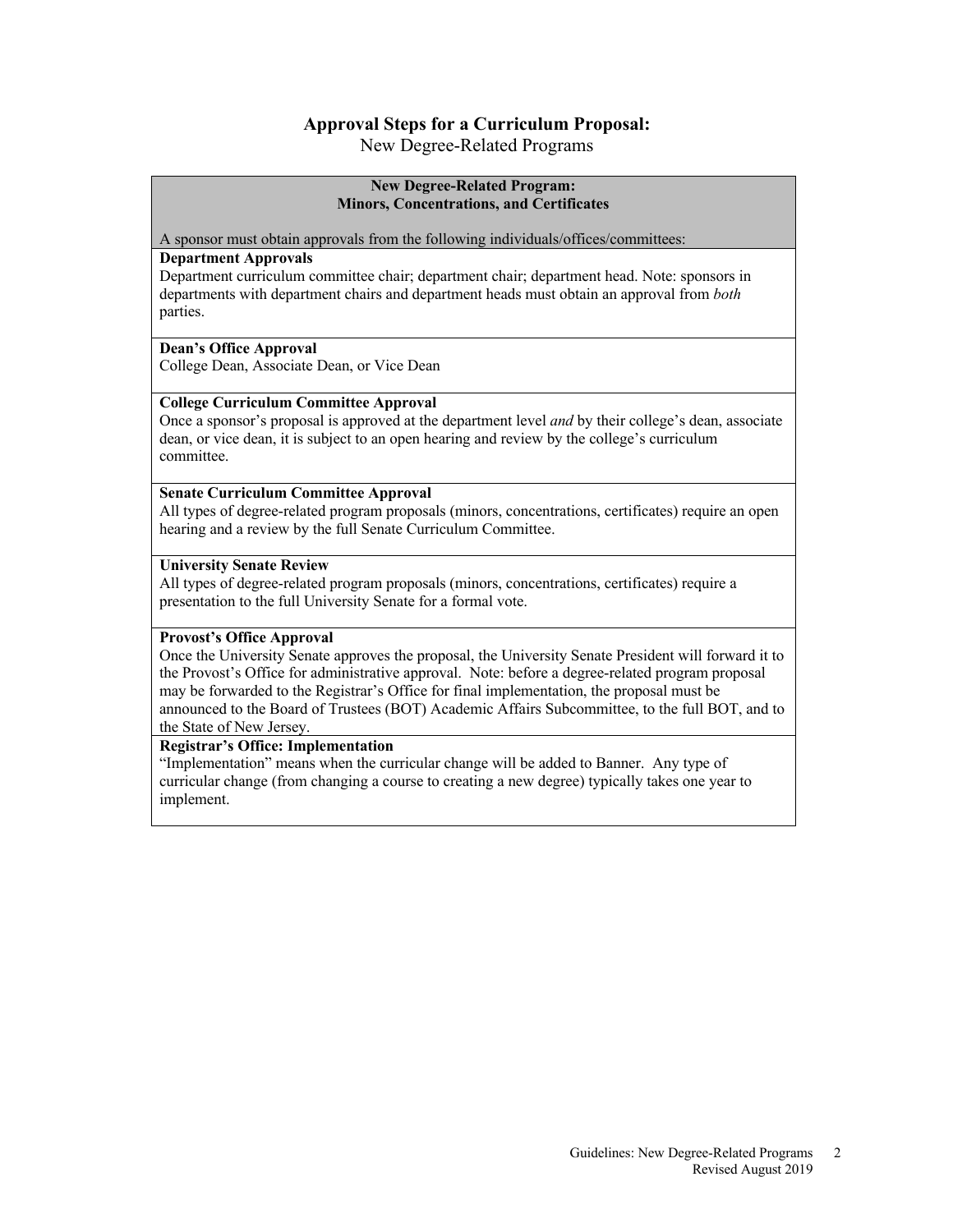# Approval Steps for a Curriculum Proposal:

New Degree-Related Programs

## New Degree-Related Program: Minors, Concentrations, and Certificates

A sponsor must obtain approvals from the following individuals/offices/committees:

**Department Approvals**

Department curriculum committee chair; department chair; department head. Note: sponsors in departments with department chairs and department heads must obtain an approval from *both* parties.

**Dean's Office Approval**

College Dean, Associate Dean, or Vice Dean

**College Curriculum Committee Approval**

Once a sponsor's proposal is approved at the department level *and* by their college's dean, associate dean, or vice dean, it is subject to an open hearing and review by the college's curriculum committee.

**Senate Curriculum Committee Approval**

All types of degree-related program proposals (minors, concentrations, certificates) require an open hearing and a review by the full Senate Curriculum Committee.

**University Senate Review**

All types of degree-related program proposals (minors, concentrations, certificates) require a presentation to the full University Senate for a formal vote.

**Provost's Office Approval**

Once the University Senate approves the proposal, the University Senate President will forward it to the Provost's Office for administrative approval. Note: before a degree-related program proposal may be forwarded to the Registrar's Office for final implementation, the proposal must be announced to the Board of Trustees (BOT) Academic Affairs Subcommittee, to the full BOT, and to the State of New Jersey.

**Registrar's Office: Implementation**

"Implementation" means when the curricular change will be added to Banner. Any type of curricular change (from changing a course to creating a new degree) typically takes one year to implement.